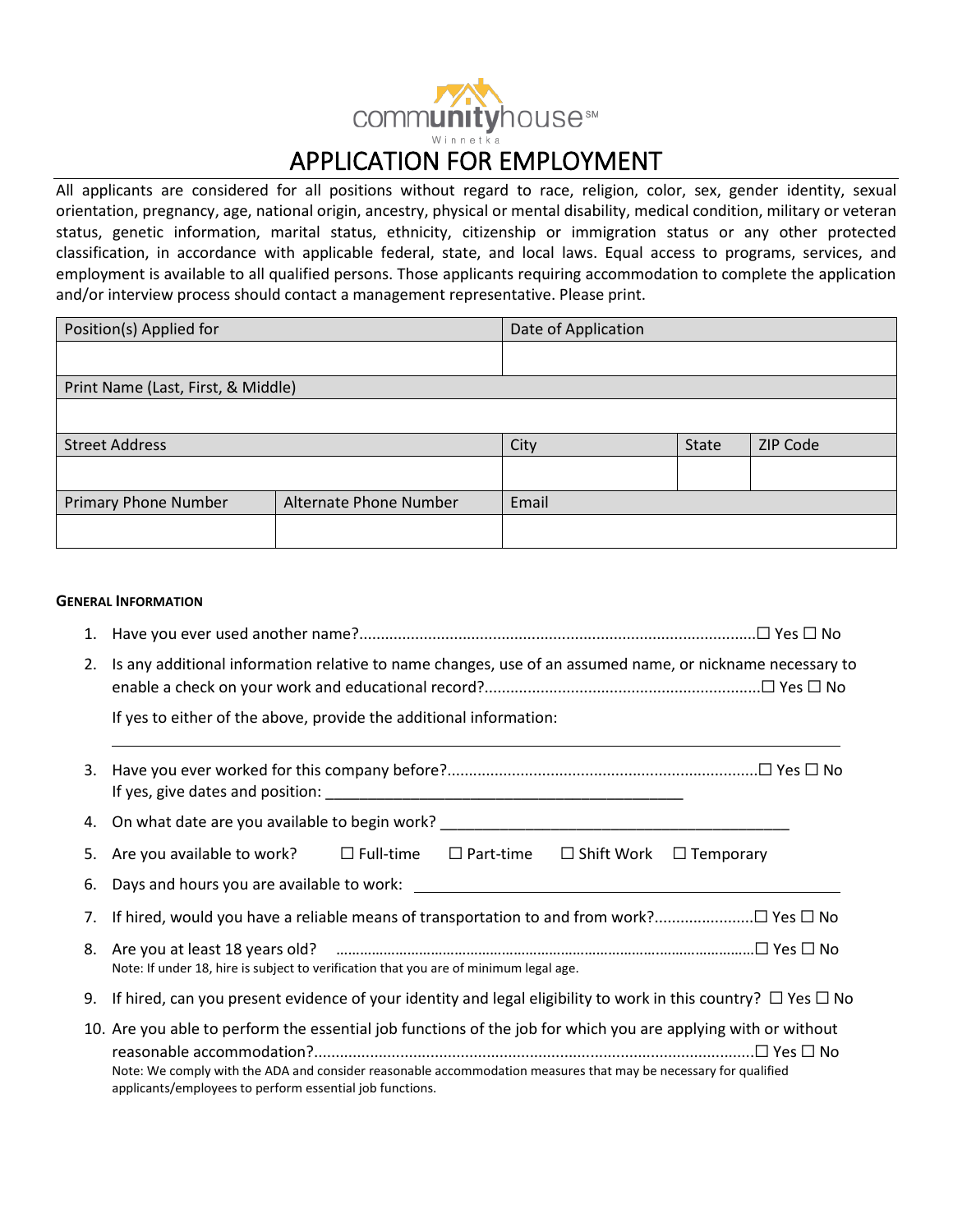communityhouse℠
Winnetka

# APPLICATION FOR EMPLOYMENT

All applicants are considered for all positions without regard to race, religion, color, sex, gender identity, sexual orientation, pregnancy, age, national origin, ancestry, physical or mental disability, medical condition, military or veteran status, genetic information, marital status, ethnicity, citizenship or immigration status or any other protected classification, in accordance with applicable federal, state, and local laws. Equal access to programs, services, and employment is available to all qualified persons. Those applicants requiring accommodation to complete the application and/or interview process should contact a management representative. Please print.

| Position(s) Applied for | | Date of Application | | |
|---|---|---|---|---|
| | | | | |
| Print Name (Last, First, & Middle) | | | | |
| | | | | |
| Street Address | | City | State | ZIP Code |
| | | | | |
| Primary Phone Number | Alternate Phone Number | Email | | |
| | | | | |

**GENERAL INFORMATION**

1. Have you ever used another name?........................................................................................☐ Yes ☐ No
2. Is any additional information relative to name changes, use of an assumed name, or nickname necessary to enable a check on your work and educational record?...............................................................☐ Yes ☐ No

   If yes to either of the above, provide the additional information:

   ______________________________________________________________________________

3. Have you ever worked for this company before?.......................................................................☐ Yes ☐ No
   If yes, give dates and position: ____________________________________________
4. On what date are you available to begin work? _________________________________________
5. Are you available to work? ☐ Full-time ☐ Part-time ☐ Shift Work ☐ Temporary
6. Days and hours you are available to work: ____________________________________________
7. If hired, would you have a reliable means of transportation to and from work?.......................☐ Yes ☐ No
8. Are you at least 18 years old? ........................................................................................................☐ Yes ☐ No
   Note: If under 18, hire is subject to verification that you are of minimum legal age.
9. If hired, can you present evidence of your identity and legal eligibility to work in this country? ☐ Yes ☐ No
10. Are you able to perform the essential job functions of the job for which you are applying with or without reasonable accommodation?.....................................................................................................☐ Yes ☐ No
    Note: We comply with the ADA and consider reasonable accommodation measures that may be necessary for qualified applicants/employees to perform essential job functions.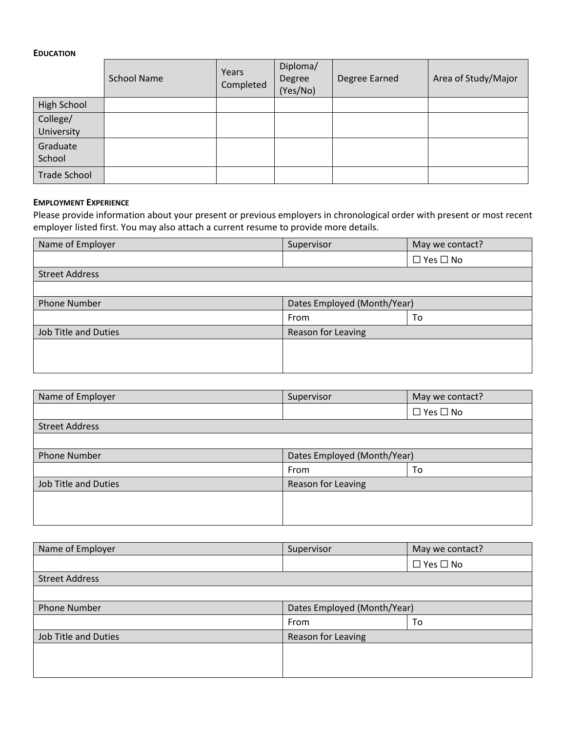**EDUCATION**

| | School Name | Years Completed | Diploma/ Degree (Yes/No) | Degree Earned | Area of Study/Major |
|---|---|---|---|---|---|
| High School | | | | | |
| College/ University | | | | | |
| Graduate School | | | | | |
| Trade School | | | | | |

**EMPLOYMENT EXPERIENCE**

Please provide information about your present or previous employers in chronological order with present or most recent employer listed first. You may also attach a current resume to provide more details.

| Name of Employer | Supervisor | May we contact? |
|---|---|---|
| | | ☐ Yes ☐ No |
| Street Address | | |
| | | |
| Phone Number | Dates Employed (Month/Year) | |
| | From | To |
| Job Title and Duties | Reason for Leaving | |
| | | |

| Name of Employer | Supervisor | May we contact? |
|---|---|---|
| | | ☐ Yes ☐ No |
| Street Address | | |
| | | |
| Phone Number | Dates Employed (Month/Year) | |
| | From | To |
| Job Title and Duties | Reason for Leaving | |
| | | |

| Name of Employer | Supervisor | May we contact? |
|---|---|---|
| | | ☐ Yes ☐ No |
| Street Address | | |
| | | |
| Phone Number | Dates Employed (Month/Year) | |
| | From | To |
| Job Title and Duties | Reason for Leaving | |
| | | |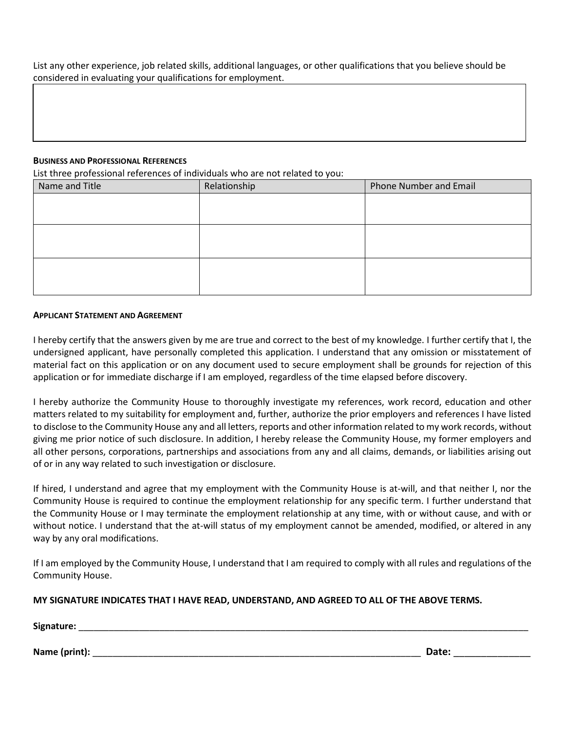List any other experience, job related skills, additional languages, or other qualifications that you believe should be considered in evaluating your qualifications for employment.

| |
|---|
| |

### Business and Professional References

List three professional references of individuals who are not related to you:

| Name and Title | Relationship | Phone Number and Email |
|---|---|---|
| | | |
| | | |
| | | |

### Applicant Statement and Agreement

I hereby certify that the answers given by me are true and correct to the best of my knowledge. I further certify that I, the undersigned applicant, have personally completed this application. I understand that any omission or misstatement of material fact on this application or on any document used to secure employment shall be grounds for rejection of this application or for immediate discharge if I am employed, regardless of the time elapsed before discovery.

I hereby authorize the Community House to thoroughly investigate my references, work record, education and other matters related to my suitability for employment and, further, authorize the prior employers and references I have listed to disclose to the Community House any and all letters, reports and other information related to my work records, without giving me prior notice of such disclosure. In addition, I hereby release the Community House, my former employers and all other persons, corporations, partnerships and associations from any and all claims, demands, or liabilities arising out of or in any way related to such investigation or disclosure.

If hired, I understand and agree that my employment with the Community House is at-will, and that neither I, nor the Community House is required to continue the employment relationship for any specific term. I further understand that the Community House or I may terminate the employment relationship at any time, with or without cause, and with or without notice. I understand that the at-will status of my employment cannot be amended, modified, or altered in any way by any oral modifications.

If I am employed by the Community House, I understand that I am required to comply with all rules and regulations of the Community House.

**MY SIGNATURE INDICATES THAT I HAVE READ, UNDERSTAND, AND AGREED TO ALL OF THE ABOVE TERMS.**

**Signature:** ____________________________________________________________________________________________

**Name (print):** ____________________________________________________________________ **Date:** _______________